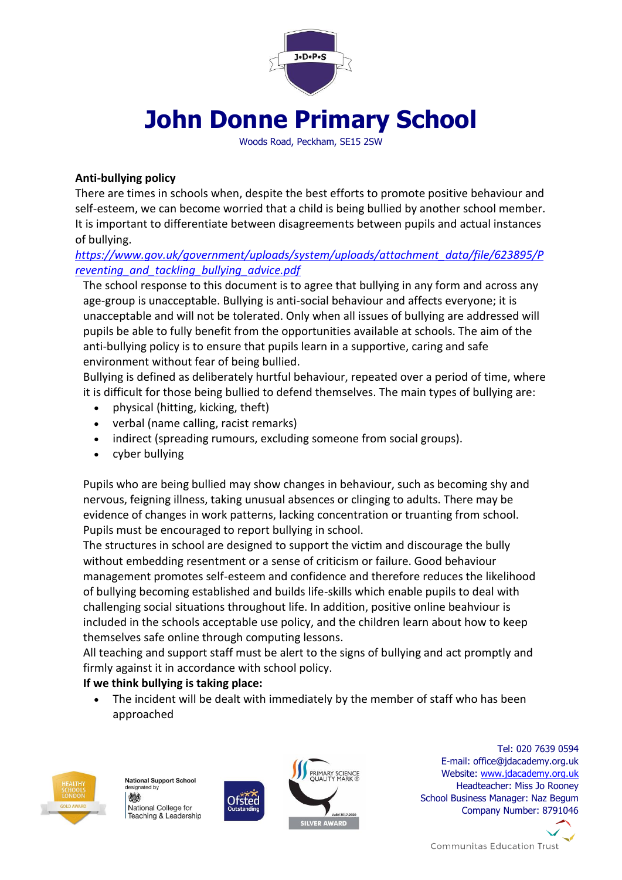# John Donne Primary School

Woods Road, Peckham, SE15 2SW

**Anti-bullying policy**

There are times in schools when, despite the best efforts to promote positive behaviour and self-esteem, we can become worried that a child is being bullied by another school member. It is important to differentiate between disagreements between pupils and actual instances of bullying.

https://www.gov.uk/government/uploads/system/uploads/attachment_data/file/623895/Preventing_and_tackling_bullying_advice.pdf

The school response to this document is to agree that bullying in any form and across any age-group is unacceptable. Bullying is anti-social behaviour and affects everyone; it is unacceptable and will not be tolerated. Only when all issues of bullying are addressed will pupils be able to fully benefit from the opportunities available at schools. The aim of the anti-bullying policy is to ensure that pupils learn in a supportive, caring and safe environment without fear of being bullied.

Bullying is defined as deliberately hurtful behaviour, repeated over a period of time, where it is difficult for those being bullied to defend themselves. The main types of bullying are:

- physical (hitting, kicking, theft)
- verbal (name calling, racist remarks)
- indirect (spreading rumours, excluding someone from social groups).
- cyber bullying

Pupils who are being bullied may show changes in behaviour, such as becoming shy and nervous, feigning illness, taking unusual absences or clinging to adults. There may be evidence of changes in work patterns, lacking concentration or truanting from school. Pupils must be encouraged to report bullying in school.

The structures in school are designed to support the victim and discourage the bully without embedding resentment or a sense of criticism or failure. Good behaviour management promotes self-esteem and confidence and therefore reduces the likelihood of bullying becoming established and builds life-skills which enable pupils to deal with challenging social situations throughout life. In addition, positive online beahviour is included in the schools acceptable use policy, and the children learn about how to keep themselves safe online through computing lessons.

All teaching and support staff must be alert to the signs of bullying and act promptly and firmly against it in accordance with school policy.

**If we think bullying is taking place:**

- The incident will be dealt with immediately by the member of staff who has been approached

Tel: 020 7639 0594
E-mail: office@jdacademy.org.uk
Website: www.jdacademy.org.uk
Headteacher: Miss Jo Rooney
School Business Manager: Naz Begum
Company Number: 8791046

Communitas Education Trust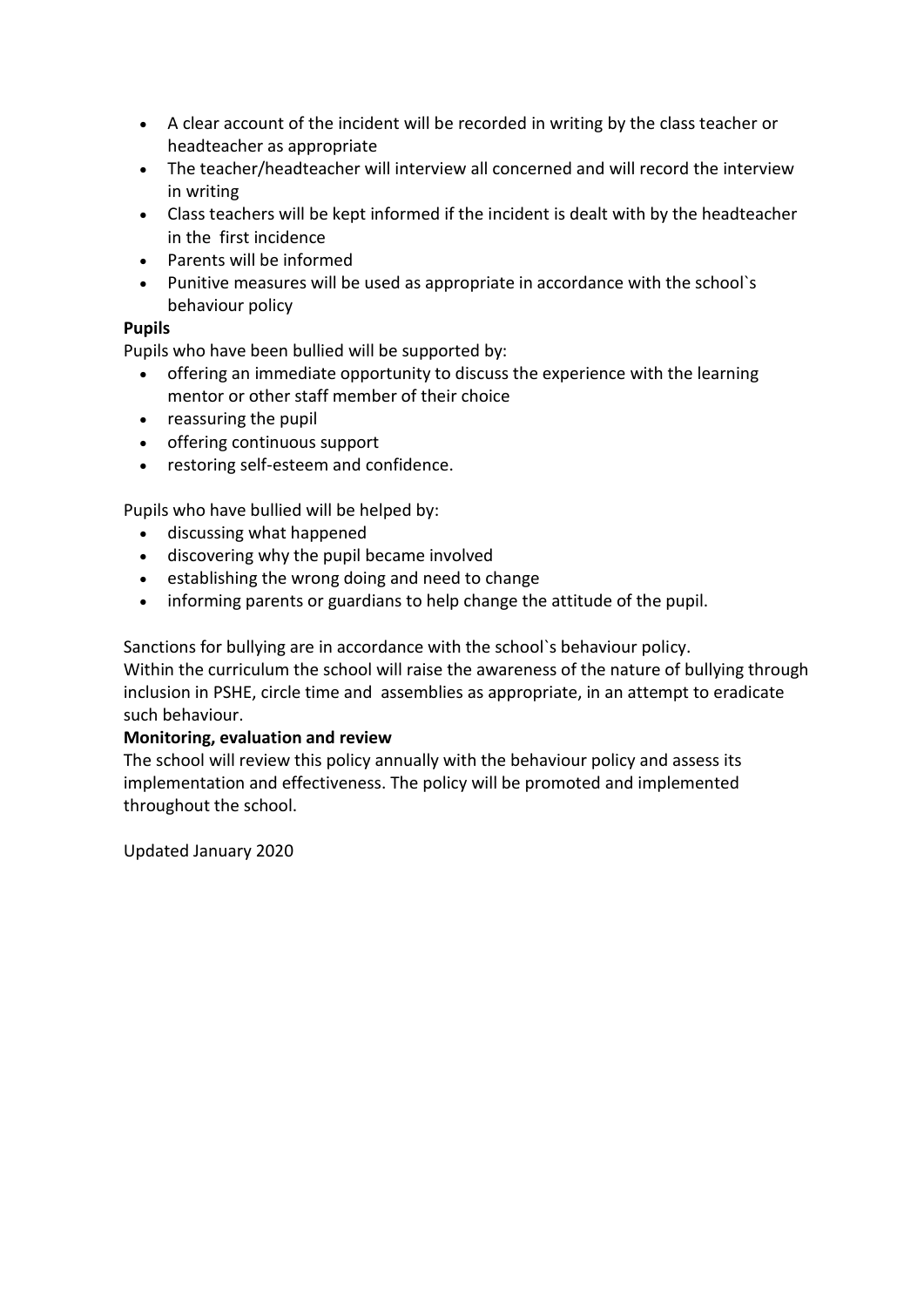- A clear account of the incident will be recorded in writing by the class teacher or headteacher as appropriate
- The teacher/headteacher will interview all concerned and will record the interview in writing
- Class teachers will be kept informed if the incident is dealt with by the headteacher in the first incidence
- Parents will be informed
- Punitive measures will be used as appropriate in accordance with the school`s behaviour policy

**Pupils**

Pupils who have been bullied will be supported by:

- offering an immediate opportunity to discuss the experience with the learning mentor or other staff member of their choice
- reassuring the pupil
- offering continuous support
- restoring self-esteem and confidence.

Pupils who have bullied will be helped by:

- discussing what happened
- discovering why the pupil became involved
- establishing the wrong doing and need to change
- informing parents or guardians to help change the attitude of the pupil.

Sanctions for bullying are in accordance with the school`s behaviour policy.
Within the curriculum the school will raise the awareness of the nature of bullying through inclusion in PSHE, circle time and assemblies as appropriate, in an attempt to eradicate such behaviour.

**Monitoring, evaluation and review**

The school will review this policy annually with the behaviour policy and assess its implementation and effectiveness. The policy will be promoted and implemented throughout the school.

Updated January 2020